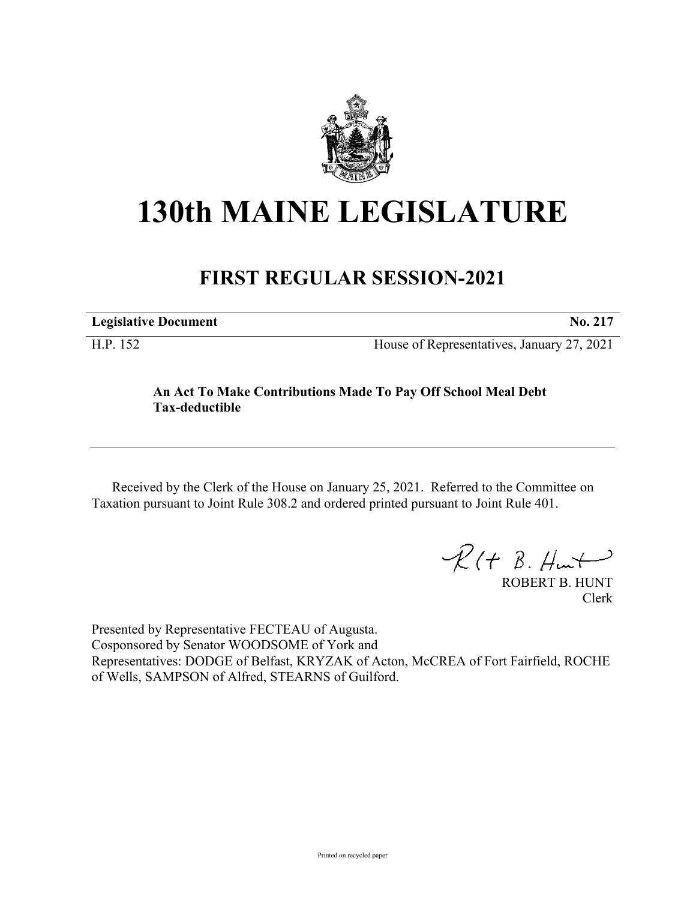# 130th MAINE LEGISLATURE

## FIRST REGULAR SESSION-2021

**Legislative Document** **No. 217**

H.P. 152 House of Representatives, January 27, 2021

**An Act To Make Contributions Made To Pay Off School Meal Debt Tax-deductible**

Received by the Clerk of the House on January 25, 2021. Referred to the Committee on Taxation pursuant to Joint Rule 308.2 and ordered printed pursuant to Joint Rule 401.

ROBERT B. HUNT
Clerk

Presented by Representative FECTEAU of Augusta.
Cosponsored by Senator WOODSOME of York and
Representatives: DODGE of Belfast, KRYZAK of Acton, McCREA of Fort Fairfield, ROCHE of Wells, SAMPSON of Alfred, STEARNS of Guilford.

Printed on recycled paper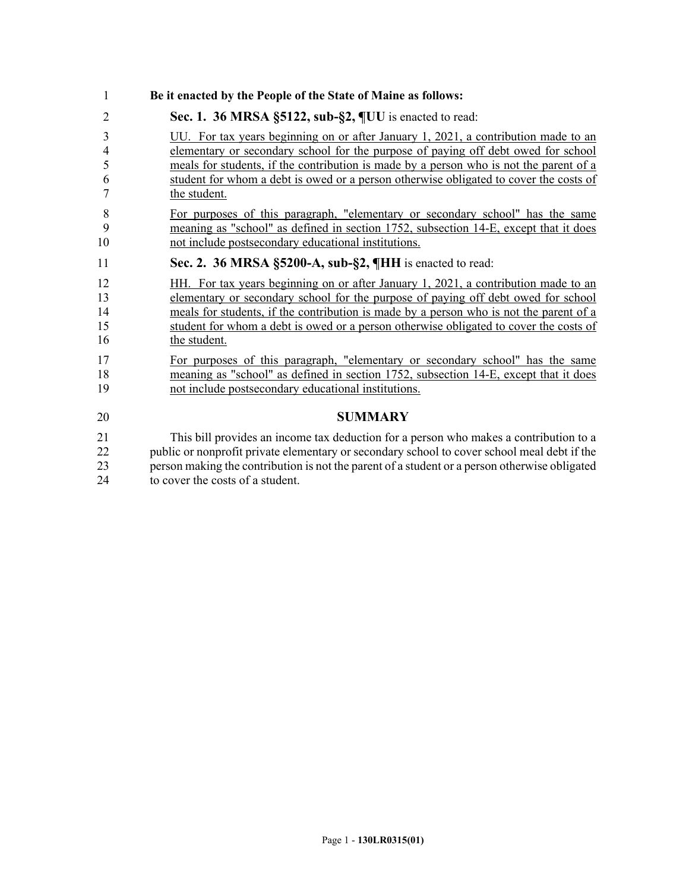**Be it enacted by the People of the State of Maine as follows:**

**Sec. 1. 36 MRSA §5122, sub-§2, ¶UU** is enacted to read:

UU. For tax years beginning on or after January 1, 2021, a contribution made to an elementary or secondary school for the purpose of paying off debt owed for school meals for students, if the contribution is made by a person who is not the parent of a student for whom a debt is owed or a person otherwise obligated to cover the costs of the student.

For purposes of this paragraph, "elementary or secondary school" has the same meaning as "school" as defined in section 1752, subsection 14-E, except that it does not include postsecondary educational institutions.

**Sec. 2. 36 MRSA §5200-A, sub-§2, ¶HH** is enacted to read:

HH. For tax years beginning on or after January 1, 2021, a contribution made to an elementary or secondary school for the purpose of paying off debt owed for school meals for students, if the contribution is made by a person who is not the parent of a student for whom a debt is owed or a person otherwise obligated to cover the costs of the student.

For purposes of this paragraph, "elementary or secondary school" has the same meaning as "school" as defined in section 1752, subsection 14-E, except that it does not include postsecondary educational institutions.

## SUMMARY

This bill provides an income tax deduction for a person who makes a contribution to a public or nonprofit private elementary or secondary school to cover school meal debt if the person making the contribution is not the parent of a student or a person otherwise obligated to cover the costs of a student.